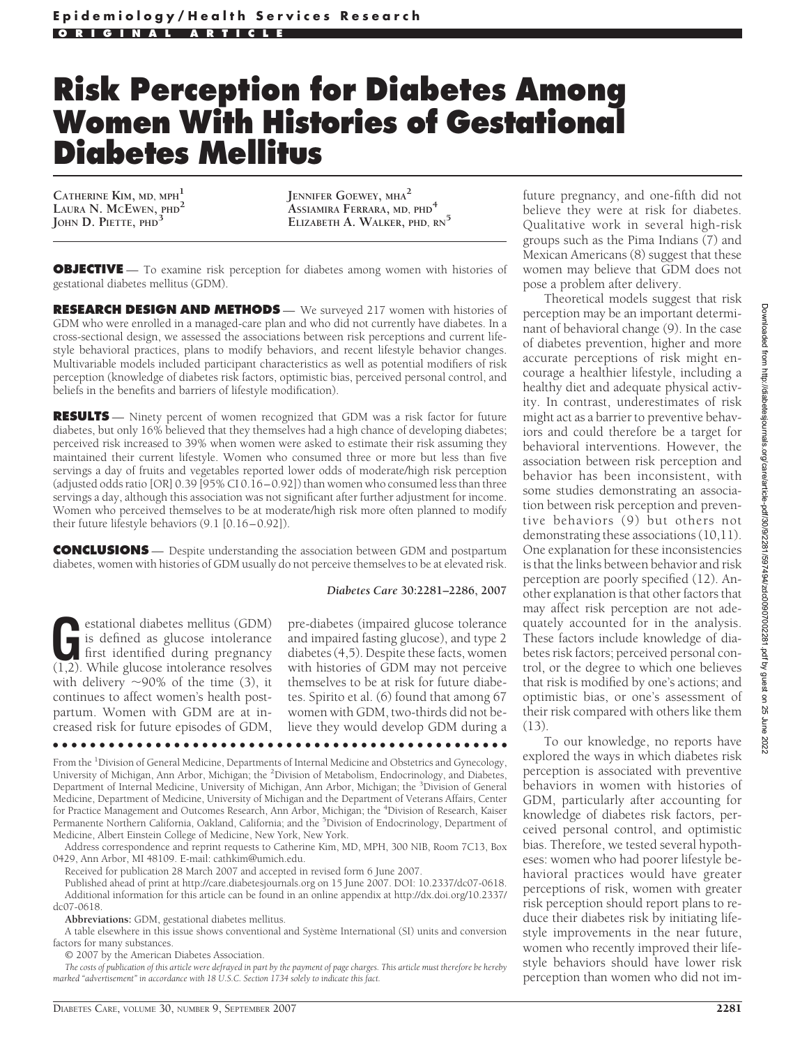Epidemiology/Health Services Research

ORIGINAL ARTICLE

# Risk Perception for Diabetes Among Women With Histories of Gestational Diabetes Mellitus

CATHERINE KIM, MD, MPH[1]
LAURA N. MCEWEN, PHD[2]
JOHN D. PIETTE, PHD[3]
JENNIFER GOEWEY, MHA[2]
ASSIAMIRA FERRARA, MD, PHD[4]
ELIZABETH A. WALKER, PHD, RN[5]

**OBJECTIVE** — To examine risk perception for diabetes among women with histories of gestational diabetes mellitus (GDM).

**RESEARCH DESIGN AND METHODS** — We surveyed 217 women with histories of GDM who were enrolled in a managed-care plan and who did not currently have diabetes. In a cross-sectional design, we assessed the associations between risk perceptions and current lifestyle behavioral practices, plans to modify behaviors, and recent lifestyle behavior changes. Multivariable models included participant characteristics as well as potential modifiers of risk perception (knowledge of diabetes risk factors, optimistic bias, perceived personal control, and beliefs in the benefits and barriers of lifestyle modification).

**RESULTS** — Ninety percent of women recognized that GDM was a risk factor for future diabetes, but only 16% believed that they themselves had a high chance of developing diabetes; perceived risk increased to 39% when women were asked to estimate their risk assuming they maintained their current lifestyle. Women who consumed three or more but less than five servings a day of fruits and vegetables reported lower odds of moderate/high risk perception (adjusted odds ratio [OR] 0.39 [95% CI 0.16–0.92]) than women who consumed less than three servings a day, although this association was not significant after further adjustment for income. Women who perceived themselves to be at moderate/high risk more often planned to modify their future lifestyle behaviors (9.1 [0.16–0.92]).

**CONCLUSIONS** — Despite understanding the association between GDM and postpartum diabetes, women with histories of GDM usually do not perceive themselves to be at elevated risk.

*Diabetes Care* 30:2281–2286, 2007

Gestational diabetes mellitus (GDM) is defined as glucose intolerance first identified during pregnancy (1,2). While glucose intolerance resolves with delivery ~90% of the time (3), it continues to affect women's health postpartum. Women with GDM are at increased risk for future episodes of GDM, pre-diabetes (impaired glucose tolerance and impaired fasting glucose), and type 2 diabetes (4,5). Despite these facts, women with histories of GDM may not perceive themselves to be at risk for future diabetes. Spirito et al. (6) found that among 67 women with GDM, two-thirds did not believe they would develop GDM during a future pregnancy, and one-fifth did not believe they were at risk for diabetes. Qualitative work in several high-risk groups such as the Pima Indians (7) and Mexican Americans (8) suggest that these women may believe that GDM does not pose a problem after delivery.

Theoretical models suggest that risk perception may be an important determinant of behavioral change (9). In the case of diabetes prevention, higher and more accurate perceptions of risk might encourage a healthier lifestyle, including a healthy diet and adequate physical activity. In contrast, underestimates of risk might act as a barrier to preventive behaviors and could therefore be a target for behavioral interventions. However, the association between risk perception and behavior has been inconsistent, with some studies demonstrating an association between risk perception and preventive behaviors (9) but others not demonstrating these associations (10,11). One explanation for these inconsistencies is that the links between behavior and risk perception are poorly specified (12). Another explanation is that other factors that may affect risk perception are not adequately accounted for in the analysis. These factors include knowledge of diabetes risk factors; perceived personal control, or the degree to which one believes that risk is modified by one's actions; and optimistic bias, or one's assessment of their risk compared with others like them (13).

To our knowledge, no reports have explored the ways in which diabetes risk perception is associated with preventive behaviors in women with histories of GDM, particularly after accounting for knowledge of diabetes risk factors, perceived personal control, and optimistic bias. Therefore, we tested several hypotheses: women who had poorer lifestyle behavioral practices would have greater perceptions of risk, women with greater risk perception should report plans to reduce their diabetes risk by initiating lifestyle improvements in the near future, women who recently improved their lifestyle behaviors should have lower risk perception than women who did not im-

From the [1]Division of General Medicine, Departments of Internal Medicine and Obstetrics and Gynecology, University of Michigan, Ann Arbor, Michigan; the [2]Division of Metabolism, Endocrinology, and Diabetes, Department of Internal Medicine, University of Michigan, Ann Arbor, Michigan; the [3]Division of General Medicine, Department of Medicine, University of Michigan and the Department of Veterans Affairs, Center for Practice Management and Outcomes Research, Ann Arbor, Michigan; the [4]Division of Research, Kaiser Permanente Northern California, Oakland, California; and the [5]Division of Endocrinology, Department of Medicine, Albert Einstein College of Medicine, New York, New York.

Address correspondence and reprint requests to Catherine Kim, MD, MPH, 300 NIB, Room 7C13, Box 0429, Ann Arbor, MI 48109. E-mail: cathkim@umich.edu.

Received for publication 28 March 2007 and accepted in revised form 6 June 2007.

Published ahead of print at http://care.diabetesjournals.org on 15 June 2007. DOI: 10.2337/dc07-0618. Additional information for this article can be found in an online appendix at http://dx.doi.org/10.2337/dc07-0618.

**Abbreviations:** GDM, gestational diabetes mellitus.

A table elsewhere in this issue shows conventional and Système International (SI) units and conversion factors for many substances.

© 2007 by the American Diabetes Association.

*The costs of publication of this article were defrayed in part by the payment of page charges. This article must therefore be hereby marked "advertisement" in accordance with 18 U.S.C. Section 1734 solely to indicate this fact.*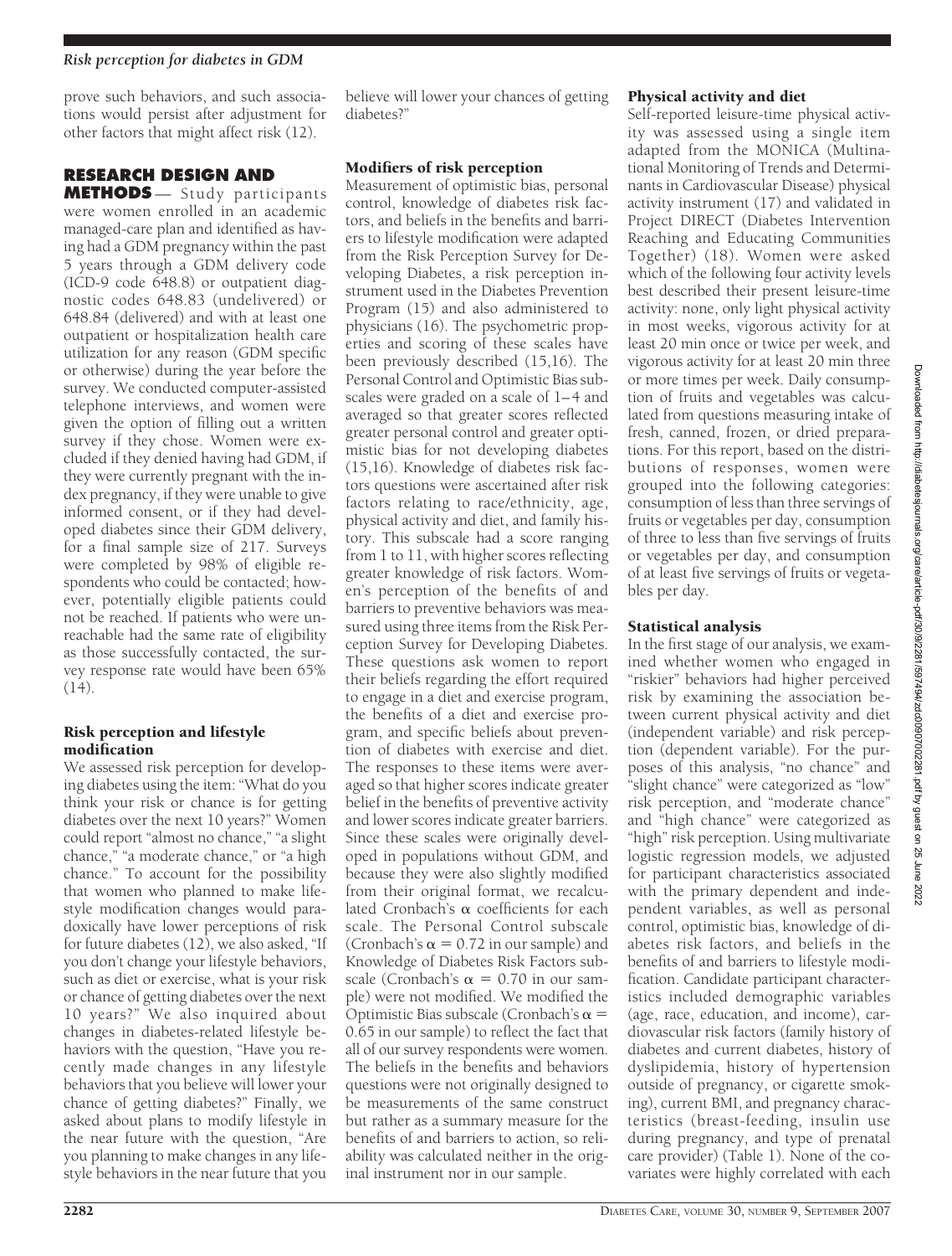prove such behaviors, and such associations would persist after adjustment for other factors that might affect risk (12).

## RESEARCH DESIGN AND METHODS

Study participants were women enrolled in an academic managed-care plan and identified as having had a GDM pregnancy within the past 5 years through a GDM delivery code (ICD-9 code 648.8) or outpatient diagnostic codes 648.83 (undelivered) or 648.84 (delivered) and with at least one outpatient or hospitalization health care utilization for any reason (GDM specific or otherwise) during the year before the survey. We conducted computer-assisted telephone interviews, and women were given the option of filling out a written survey if they chose. Women were excluded if they denied having had GDM, if they were currently pregnant with the index pregnancy, if they were unable to give informed consent, or if they had developed diabetes since their GDM delivery, for a final sample size of 217. Surveys were completed by 98% of eligible respondents who could be contacted; however, potentially eligible patients could not be reached. If patients who were unreachable had the same rate of eligibility as those successfully contacted, the survey response rate would have been 65% (14).

### Risk perception and lifestyle modification

We assessed risk perception for developing diabetes using the item: "What do you think your risk or chance is for getting diabetes over the next 10 years?" Women could report "almost no chance," "a slight chance," "a moderate chance," or "a high chance." To account for the possibility that women who planned to make lifestyle modification changes would paradoxically have lower perceptions of risk for future diabetes (12), we also asked, "If you don't change your lifestyle behaviors, such as diet or exercise, what is your risk or chance of getting diabetes over the next 10 years?" We also inquired about changes in diabetes-related lifestyle behaviors with the question, "Have you recently made changes in any lifestyle behaviors that you believe will lower your chance of getting diabetes?" Finally, we asked about plans to modify lifestyle in the near future with the question, "Are you planning to make changes in any lifestyle behaviors in the near future that you believe will lower your chances of getting diabetes?"

### Modifiers of risk perception

Measurement of optimistic bias, personal control, knowledge of diabetes risk factors, and beliefs in the benefits and barriers to lifestyle modification were adapted from the Risk Perception Survey for Developing Diabetes, a risk perception instrument used in the Diabetes Prevention Program (15) and also administered to physicians (16). The psychometric properties and scoring of these scales have been previously described (15,16). The Personal Control and Optimistic Bias subscales were graded on a scale of 1–4 and averaged so that greater scores reflected greater personal control and greater optimistic bias for not developing diabetes (15,16). Knowledge of diabetes risk factors questions were ascertained after risk factors relating to race/ethnicity, age, physical activity and diet, and family history. This subscale had a score ranging from 1 to 11, with higher scores reflecting greater knowledge of risk factors. Women's perception of the benefits of and barriers to preventive behaviors was measured using three items from the Risk Perception Survey for Developing Diabetes. These questions ask women to report their beliefs regarding the effort required to engage in a diet and exercise program, the benefits of a diet and exercise program, and specific beliefs about prevention of diabetes with exercise and diet. The responses to these items were averaged so that higher scores indicate greater belief in the benefits of preventive activity and lower scores indicate greater barriers. Since these scales were originally developed in populations without GDM, and because they were also slightly modified from their original format, we recalculated Cronbach's $\alpha$ coefficients for each scale. The Personal Control subscale (Cronbach's $\alpha = 0.72$ in our sample) and Knowledge of Diabetes Risk Factors subscale (Cronbach's $\alpha = 0.70$ in our sample) were not modified. We modified the Optimistic Bias subscale (Cronbach's $\alpha = 0.65$ in our sample) to reflect the fact that all of our survey respondents were women. The beliefs in the benefits and behaviors questions were not originally designed to be measurements of the same construct but rather as a summary measure for the benefits of and barriers to action, so reliability was calculated neither in the original instrument nor in our sample.

### Physical activity and diet

Self-reported leisure-time physical activity was assessed using a single item adapted from the MONICA (Multinational Monitoring of Trends and Determinants in Cardiovascular Disease) physical activity instrument (17) and validated in Project DIRECT (Diabetes Intervention Reaching and Educating Communities Together) (18). Women were asked which of the following four activity levels best described their present leisure-time activity: none, only light physical activity in most weeks, vigorous activity for at least 20 min once or twice per week, and vigorous activity for at least 20 min three or more times per week. Daily consumption of fruits and vegetables was calculated from questions measuring intake of fresh, canned, frozen, or dried preparations. For this report, based on the distributions of responses, women were grouped into the following categories: consumption of less than three servings of fruits or vegetables per day, consumption of three to less than five servings of fruits or vegetables per day, and consumption of at least five servings of fruits or vegetables per day.

### Statistical analysis

In the first stage of our analysis, we examined whether women who engaged in "riskier" behaviors had higher perceived risk by examining the association between current physical activity and diet (independent variable) and risk perception (dependent variable). For the purposes of this analysis, "no chance" and "slight chance" were categorized as "low" risk perception, and "moderate chance" and "high chance" were categorized as "high" risk perception. Using multivariate logistic regression models, we adjusted for participant characteristics associated with the primary dependent and independent variables, as well as personal control, optimistic bias, knowledge of diabetes risk factors, and beliefs in the benefits of and barriers to lifestyle modification. Candidate participant characteristics included demographic variables (age, race, education, and income), cardiovascular risk factors (family history of diabetes and current diabetes, history of dyslipidemia, history of hypertension outside of pregnancy, or cigarette smoking), current BMI, and pregnancy characteristics (breast-feeding, insulin use during pregnancy, and type of prenatal care provider) (Table 1). None of the covariates were highly correlated with each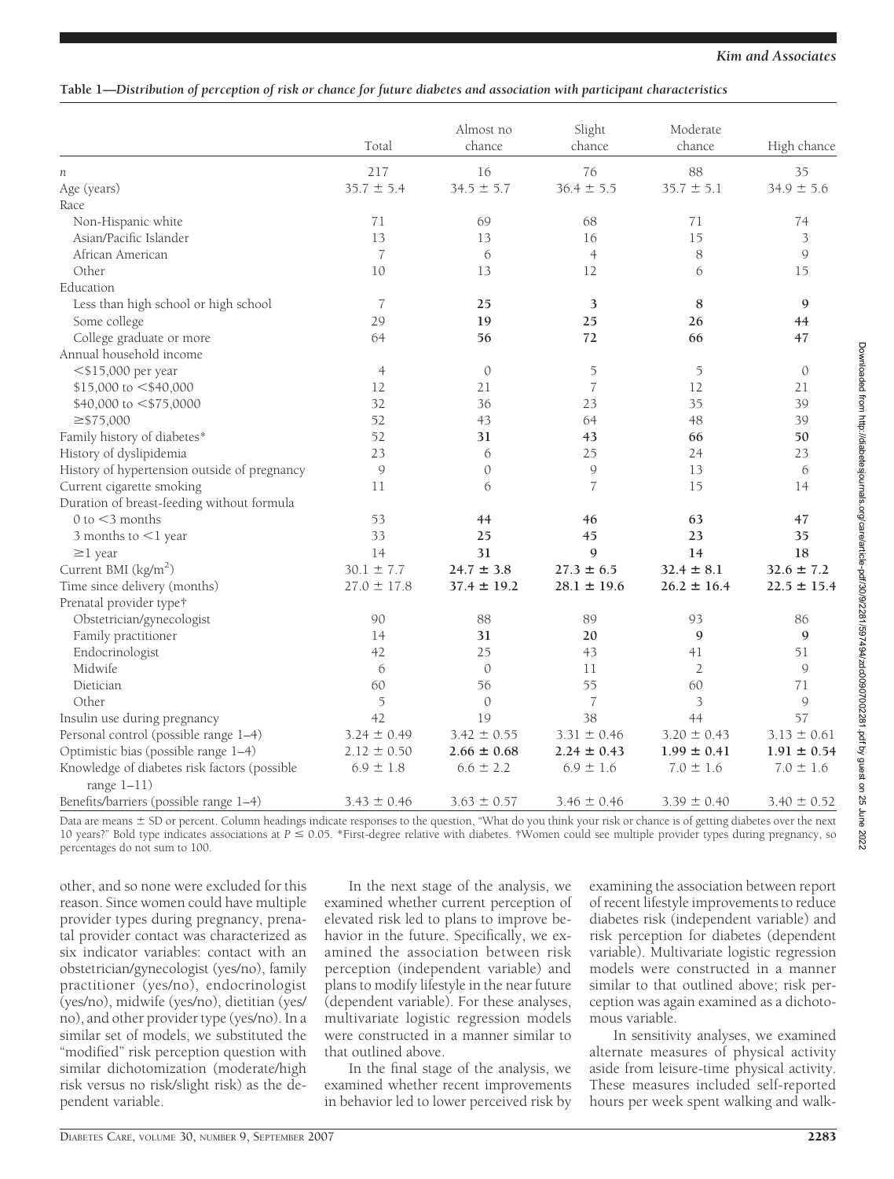**Table 1—Distribution of perception of risk or chance for future diabetes and association with participant characteristics**

| | Total | Almost no chance | Slight chance | Moderate chance | High chance |
|---|---|---|---|---|---|
| *n* | 217 | 16 | 76 | 88 | 35 |
| Age (years) | 35.7 ± 5.4 | 34.5 ± 5.7 | 36.4 ± 5.5 | 35.7 ± 5.1 | 34.9 ± 5.6 |
| Race | | | | | |
| Non-Hispanic white | 71 | 69 | 68 | 71 | 74 |
| Asian/Pacific Islander | 13 | 13 | 16 | 15 | 3 |
| African American | 7 | 6 | 4 | 8 | 9 |
| Other | 10 | 13 | 12 | 6 | 15 |
| Education | | | | | |
| Less than high school or high school | 7 | **25** | **3** | **8** | **9** |
| Some college | 29 | **19** | **25** | **26** | **44** |
| College graduate or more | 64 | **56** | **72** | **66** | **47** |
| Annual household income | | | | | |
| <$15,000 per year | 4 | 0 | 5 | 5 | 0 |
| $15,000 to <$40,000 | 12 | 21 | 7 | 12 | 21 |
| $40,000 to <$75,0000 | 32 | 36 | 23 | 35 | 39 |
| ≥$75,000 | 52 | 43 | 64 | 48 | 39 |
| Family history of diabetes* | 52 | **31** | **43** | **66** | **50** |
| History of dyslipidemia | 23 | 6 | 25 | 24 | 23 |
| History of hypertension outside of pregnancy | 9 | 0 | 9 | 13 | 6 |
| Current cigarette smoking | 11 | 6 | 7 | 15 | 14 |
| Duration of breast-feeding without formula | | | | | |
| 0 to <3 months | 53 | **44** | **46** | **63** | **47** |
| 3 months to <1 year | 33 | **25** | **45** | **23** | **35** |
| ≥1 year | 14 | **31** | **9** | **14** | **18** |
| Current BMI (kg/m$^2$) | 30.1 ± 7.7 | **24.7 ± 3.8** | **27.3 ± 6.5** | **32.4 ± 8.1** | **32.6 ± 7.2** |
| Time since delivery (months) | 27.0 ± 17.8 | **37.4 ± 19.2** | **28.1 ± 19.6** | **26.2 ± 16.4** | **22.5 ± 15.4** |
| Prenatal provider type† | | | | | |
| Obstetrician/gynecologist | 90 | 88 | 89 | 93 | 86 |
| Family practitioner | 14 | **31** | **20** | **9** | **9** |
| Endocrinologist | 42 | 25 | 43 | 41 | 51 |
| Midwife | 6 | 0 | 11 | 2 | 9 |
| Dietician | 60 | 56 | 55 | 60 | 71 |
| Other | 5 | 0 | 7 | 3 | 9 |
| Insulin use during pregnancy | 42 | 19 | 38 | 44 | 57 |
| Personal control (possible range 1–4) | 3.24 ± 0.49 | 3.42 ± 0.55 | 3.31 ± 0.46 | 3.20 ± 0.43 | 3.13 ± 0.61 |
| Optimistic bias (possible range 1–4) | 2.12 ± 0.50 | **2.66 ± 0.68** | **2.24 ± 0.43** | **1.99 ± 0.41** | **1.91 ± 0.54** |
| Knowledge of diabetes risk factors (possible range 1–11) | 6.9 ± 1.8 | 6.6 ± 2.2 | 6.9 ± 1.6 | 7.0 ± 1.6 | 7.0 ± 1.6 |
| Benefits/barriers (possible range 1–4) | 3.43 ± 0.46 | 3.63 ± 0.57 | 3.46 ± 0.46 | 3.39 ± 0.40 | 3.40 ± 0.52 |

Data are means ± SD or percent. Column headings indicate responses to the question, "What do you think your risk or chance is of getting diabetes over the next 10 years?" Bold type indicates associations at $P \leq 0.05$. *First-degree relative with diabetes. †Women could see multiple provider types during pregnancy, so percentages do not sum to 100.

other, and so none were excluded for this reason. Since women could have multiple provider types during pregnancy, prenatal provider contact was characterized as six indicator variables: contact with an obstetrician/gynecologist (yes/no), family practitioner (yes/no), endocrinologist (yes/no), midwife (yes/no), dietitian (yes/no), and other provider type (yes/no). In a similar set of models, we substituted the "modified" risk perception question with similar dichotomization (moderate/high risk versus no risk/slight risk) as the dependent variable.

In the next stage of the analysis, we examined whether current perception of elevated risk led to plans to improve behavior in the future. Specifically, we examined the association between risk perception (independent variable) and plans to modify lifestyle in the near future (dependent variable). For these analyses, multivariate logistic regression models were constructed in a manner similar to that outlined above.

In the final stage of the analysis, we examined whether recent improvements in behavior led to lower perceived risk by examining the association between report of recent lifestyle improvements to reduce diabetes risk (independent variable) and risk perception for diabetes (dependent variable). Multivariate logistic regression models were constructed in a manner similar to that outlined above; risk perception was again examined as a dichotomous variable.

In sensitivity analyses, we examined alternate measures of physical activity aside from leisure-time physical activity. These measures included self-reported hours per week spent walking and walk-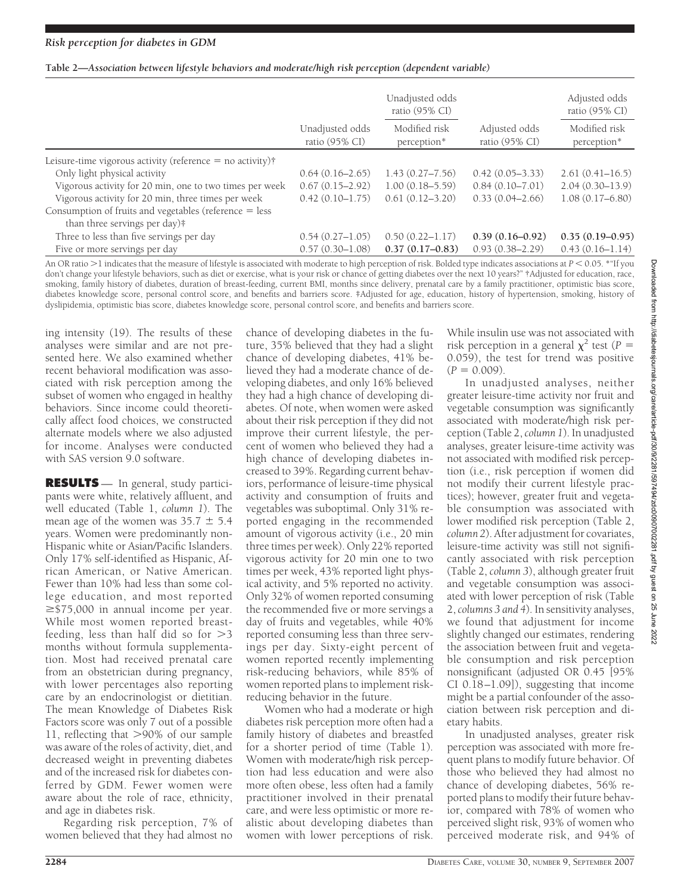**Table 2—*Association between lifestyle behaviors and moderate/high risk perception (dependent variable)***

| | Unadjusted odds ratio (95% CI) | Unadjusted odds ratio (95% CI) Modified risk perception* | Adjusted odds ratio (95% CI) | Adjusted odds ratio (95% CI) Modified risk perception* |
|---|---|---|---|---|
| Leisure-time vigorous activity (reference = no activity)† | | | | |
| Only light physical activity | 0.64 (0.16–2.65) | 1.43 (0.27–7.56) | 0.42 (0.05–3.33) | 2.61 (0.41–16.5) |
| Vigorous activity for 20 min, one to two times per week | 0.67 (0.15–2.92) | 1.00 (0.18–5.59) | 0.84 (0.10–7.01) | 2.04 (0.30–13.9) |
| Vigorous activity for 20 min, three times per week | 0.42 (0.10–1.75) | 0.61 (0.12–3.20) | 0.33 (0.04–2.66) | 1.08 (0.17–6.80) |
| Consumption of fruits and vegetables (reference = less than three servings per day)‡ | | | | |
| Three to less than five servings per day | 0.54 (0.27–1.05) | 0.50 (0.22–1.17) | **0.39 (0.16–0.92)** | **0.35 (0.19–0.95)** |
| Five or more servings per day | 0.57 (0.30–1.08) | **0.37 (0.17–0.83)** | 0.93 (0.38–2.29) | 0.43 (0.16–1.14) |

An OR ratio >1 indicates that the measure of lifestyle is associated with moderate to high perception of risk. Bolded type indicates associations at $P < 0.05$. *"If you don't change your lifestyle behaviors, such as diet or exercise, what is your risk or chance of getting diabetes over the next 10 years?" †Adjusted for education, race, smoking, family history of diabetes, duration of breast-feeding, current BMI, months since delivery, prenatal care by a family practitioner, optimistic bias score, diabetes knowledge score, personal control score, and benefits and barriers score. ‡Adjusted for age, education, history of hypertension, smoking, history of dyslipidemia, optimistic bias score, diabetes knowledge score, personal control score, and benefits and barriers score.

ing intensity (19). The results of these analyses were similar and are not presented here. We also examined whether recent behavioral modification was associated with risk perception among the subset of women who engaged in healthy behaviors. Since income could theoretically affect food choices, we constructed alternate models where we also adjusted for income. Analyses were conducted with SAS version 9.0 software.

## RESULTS

In general, study participants were white, relatively affluent, and well educated (Table 1, *column 1*). The mean age of the women was 35.7 ± 5.4 years. Women were predominantly non-Hispanic white or Asian/Pacific Islanders. Only 17% self-identified as Hispanic, African American, or Native American. Fewer than 10% had less than some college education, and most reported ≥$75,000 in annual income per year. While most women reported breast-feeding, less than half did so for >3 months without formula supplementation. Most had received prenatal care from an obstetrician during pregnancy, with lower percentages also reporting care by an endocrinologist or dietitian. The mean Knowledge of Diabetes Risk Factors score was only 7 out of a possible 11, reflecting that >90% of our sample was aware of the roles of activity, diet, and decreased weight in preventing diabetes and of the increased risk for diabetes conferred by GDM. Fewer women were aware about the role of race, ethnicity, and age in diabetes risk.

Regarding risk perception, 7% of women believed that they had almost no chance of developing diabetes in the future, 35% believed that they had a slight chance of developing diabetes, 41% believed they had a moderate chance of developing diabetes, and only 16% believed they had a high chance of developing diabetes. Of note, when women were asked about their risk perception if they did not improve their current lifestyle, the percent of women who believed they had a high chance of developing diabetes increased to 39%. Regarding current behaviors, performance of leisure-time physical activity and consumption of fruits and vegetables was suboptimal. Only 31% reported engaging in the recommended amount of vigorous activity (i.e., 20 min three times per week). Only 22% reported vigorous activity for 20 min one to two times per week, 43% reported light physical activity, and 5% reported no activity. Only 32% of women reported consuming the recommended five or more servings a day of fruits and vegetables, while 40% reported consuming less than three servings per day. Sixty-eight percent of women reported recently implementing risk-reducing behaviors, while 85% of women reported plans to implement risk-reducing behavior in the future.

Women who had a moderate or high diabetes risk perception more often had a family history of diabetes and breastfed for a shorter period of time (Table 1). Women with moderate/high risk perception had less education and were also more often obese, less often had a family practitioner involved in their prenatal care, and were less optimistic or more realistic about developing diabetes than women with lower perceptions of risk. While insulin use was not associated with risk perception in a general $\chi^2$ test ($P = 0.059$), the test for trend was positive ($P = 0.009$).

In unadjusted analyses, neither greater leisure-time activity nor fruit and vegetable consumption was significantly associated with moderate/high risk perception (Table 2, *column 1*). In unadjusted analyses, greater leisure-time activity was not associated with modified risk perception (i.e., risk perception if women did not modify their current lifestyle practices); however, greater fruit and vegetable consumption was associated with lower modified risk perception (Table 2, *column 2*). After adjustment for covariates, leisure-time activity was still not significantly associated with risk perception (Table 2, *column 3*), although greater fruit and vegetable consumption was associated with lower perception of risk (Table 2, *columns 3 and 4*). In sensitivity analyses, we found that adjustment for income slightly changed our estimates, rendering the association between fruit and vegetable consumption and risk perception nonsignificant (adjusted OR 0.45 [95% CI 0.18–1.09]), suggesting that income might be a partial confounder of the association between risk perception and dietary habits.

In unadjusted analyses, greater risk perception was associated with more frequent plans to modify future behavior. Of those who believed they had almost no chance of developing diabetes, 56% reported plans to modify their future behavior, compared with 78% of women who perceived slight risk, 93% of women who perceived moderate risk, and 94% of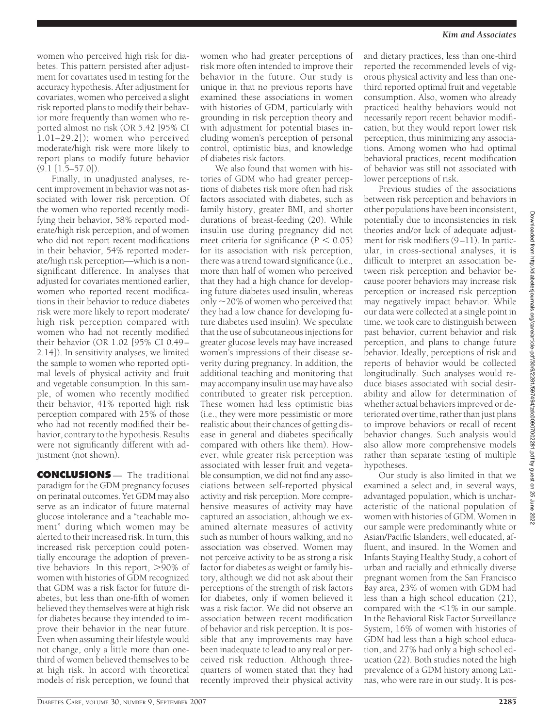women who perceived high risk for diabetes. This pattern persisted after adjustment for covariates used in testing for the accuracy hypothesis. After adjustment for covariates, women who perceived a slight risk reported plans to modify their behavior more frequently than women who reported almost no risk (OR 5.42 [95% CI 1.01–29.2]); women who perceived moderate/high risk were more likely to report plans to modify future behavior (9.1 [1.5–57.0]).

Finally, in unadjusted analyses, recent improvement in behavior was not associated with lower risk perception. Of the women who reported recently modifying their behavior, 58% reported moderate/high risk perception, and of women who did not report recent modifications in their behavior, 54% reported moderate/high risk perception—which is a nonsignificant difference. In analyses that adjusted for covariates mentioned earlier, women who reported recent modifications in their behavior to reduce diabetes risk were more likely to report moderate/high risk perception compared with women who had not recently modified their behavior (OR 1.02 [95% CI 0.49–2.14]). In sensitivity analyses, we limited the sample to women who reported optimal levels of physical activity and fruit and vegetable consumption. In this sample, of women who recently modified their behavior, 41% reported high risk perception compared with 25% of those who had not recently modified their behavior, contrary to the hypothesis. Results were not significantly different with adjustment (not shown).

## CONCLUSIONS

The traditional paradigm for the GDM pregnancy focuses on perinatal outcomes. Yet GDM may also serve as an indicator of future maternal glucose intolerance and a "teachable moment" during which women may be alerted to their increased risk. In turn, this increased risk perception could potentially encourage the adoption of preventive behaviors. In this report, >90% of women with histories of GDM recognized that GDM was a risk factor for future diabetes, but less than one-fifth of women believed they themselves were at high risk for diabetes because they intended to improve their behavior in the near future. Even when assuming their lifestyle would not change, only a little more than one-third of women believed themselves to be at high risk. In accord with theoretical models of risk perception, we found that women who had greater perceptions of risk more often intended to improve their behavior in the future. Our study is unique in that no previous reports have examined these associations in women with histories of GDM, particularly with grounding in risk perception theory and with adjustment for potential biases including women's perception of personal control, optimistic bias, and knowledge of diabetes risk factors.

We also found that women with histories of GDM who had greater perceptions of diabetes risk more often had risk factors associated with diabetes, such as family history, greater BMI, and shorter durations of breast-feeding (20). While insulin use during pregnancy did not meet criteria for significance ($P < 0.05$) for its association with risk perception, there was a trend toward significance (i.e., more than half of women who perceived that they had a high chance for developing future diabetes used insulin, whereas only ~20% of women who perceived that they had a low chance for developing future diabetes used insulin). We speculate that the use of subcutaneous injections for greater glucose levels may have increased women's impressions of their disease severity during pregnancy. In addition, the additional teaching and monitoring that may accompany insulin use may have also contributed to greater risk perception. These women had less optimistic bias (i.e., they were more pessimistic or more realistic about their chances of getting disease in general and diabetes specifically compared with others like them). However, while greater risk perception was associated with lesser fruit and vegetable consumption, we did not find any associations between self-reported physical activity and risk perception. More comprehensive measures of activity may have captured an association, although we examined alternate measures of activity such as number of hours walking, and no association was observed. Women may not perceive activity to be as strong a risk factor for diabetes as weight or family history, although we did not ask about their perceptions of the strength of risk factors for diabetes, only if women believed it was a risk factor. We did not observe an association between recent modification of behavior and risk perception. It is possible that any improvements may have been inadequate to lead to any real or perceived risk reduction. Although three-quarters of women stated that they had recently improved their physical activity and dietary practices, less than one-third reported the recommended levels of vigorous physical activity and less than one-third reported optimal fruit and vegetable consumption. Also, women who already practiced healthy behaviors would not necessarily report recent behavior modification, but they would report lower risk perception, thus minimizing any associations. Among women who had optimal behavioral practices, recent modification of behavior was still not associated with lower perceptions of risk.

Previous studies of the associations between risk perception and behaviors in other populations have been inconsistent, potentially due to inconsistencies in risk theories and/or lack of adequate adjustment for risk modifiers (9–11). In particular, in cross-sectional analyses, it is difficult to interpret an association between risk perception and behavior because poorer behaviors may increase risk perception or increased risk perception may negatively impact behavior. While our data were collected at a single point in time, we took care to distinguish between past behavior, current behavior and risk perception, and plans to change future behavior. Ideally, perceptions of risk and reports of behavior would be collected longitudinally. Such analyses would reduce biases associated with social desirability and allow for determination of whether actual behaviors improved or deteriorated over time, rather than just plans to improve behaviors or recall of recent behavior changes. Such analysis would also allow more comprehensive models rather than separate testing of multiple hypotheses.

Our study is also limited in that we examined a select and, in several ways, advantaged population, which is uncharacteristic of the national population of women with histories of GDM. Women in our sample were predominantly white or Asian/Pacific Islanders, well educated, affluent, and insured. In the Women and Infants Staying Healthy Study, a cohort of urban and racially and ethnically diverse pregnant women from the San Francisco Bay area, 23% of women with GDM had less than a high school education (21), compared with the <1% in our sample. In the Behavioral Risk Factor Surveillance System, 16% of women with histories of GDM had less than a high school education, and 27% had only a high school education (22). Both studies noted the high prevalence of a GDM history among Latinas, who were rare in our study. It is pos-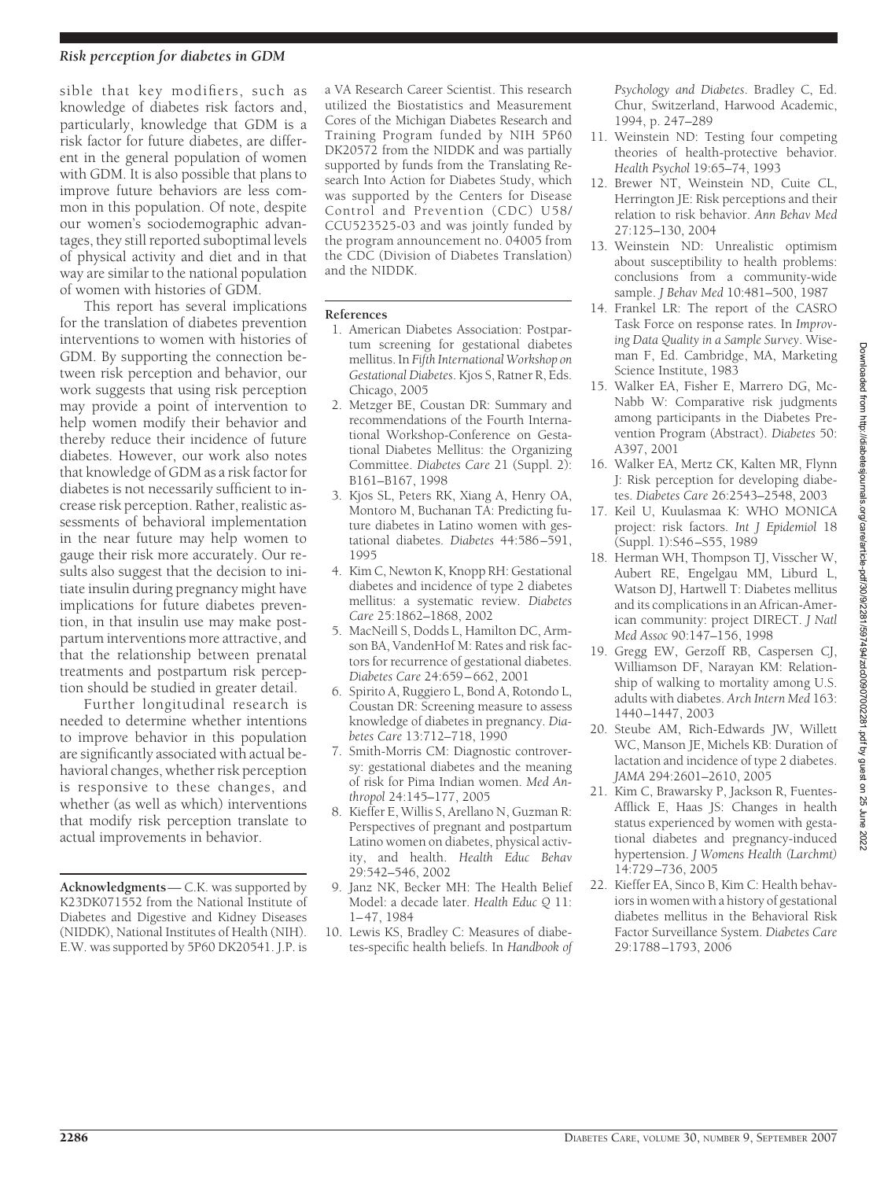sible that key modifiers, such as knowledge of diabetes risk factors and, particularly, knowledge that GDM is a risk factor for future diabetes, are different in the general population of women with GDM. It is also possible that plans to improve future behaviors are less common in this population. Of note, despite our women's sociodemographic advantages, they still reported suboptimal levels of physical activity and diet and in that way are similar to the national population of women with histories of GDM.

This report has several implications for the translation of diabetes prevention interventions to women with histories of GDM. By supporting the connection between risk perception and behavior, our work suggests that using risk perception may provide a point of intervention to help women modify their behavior and thereby reduce their incidence of future diabetes. However, our work also notes that knowledge of GDM as a risk factor for diabetes is not necessarily sufficient to increase risk perception. Rather, realistic assessments of behavioral implementation in the near future may help women to gauge their risk more accurately. Our results also suggest that the decision to initiate insulin during pregnancy might have implications for future diabetes prevention, in that insulin use may make postpartum interventions more attractive, and that the relationship between prenatal treatments and postpartum risk perception should be studied in greater detail.

Further longitudinal research is needed to determine whether intentions to improve behavior in this population are significantly associated with actual behavioral changes, whether risk perception is responsive to these changes, and whether (as well as which) interventions that modify risk perception translate to actual improvements in behavior.

**Acknowledgments**— C.K. was supported by K23DK071552 from the National Institute of Diabetes and Digestive and Kidney Diseases (NIDDK), National Institutes of Health (NIH). E.W. was supported by 5P60 DK20541. J.P. is a VA Research Career Scientist. This research utilized the Biostatistics and Measurement Cores of the Michigan Diabetes Research and Training Program funded by NIH 5P60 DK20572 from the NIDDK and was partially supported by funds from the Translating Research Into Action for Diabetes Study, which was supported by the Centers for Disease Control and Prevention (CDC) U58/CCU523525-03 and was jointly funded by the program announcement no. 04005 from the CDC (Division of Diabetes Translation) and the NIDDK.

## References

1. American Diabetes Association: Postpartum screening for gestational diabetes mellitus. In *Fifth International Workshop on Gestational Diabetes*. Kjos S, Ratner R, Eds. Chicago, 2005
2. Metzger BE, Coustan DR: Summary and recommendations of the Fourth International Workshop-Conference on Gestational Diabetes Mellitus: the Organizing Committee. *Diabetes Care* 21 (Suppl. 2): B161–B167, 1998
3. Kjos SL, Peters RK, Xiang A, Henry OA, Montoro M, Buchanan TA: Predicting future diabetes in Latino women with gestational diabetes. *Diabetes* 44:586–591, 1995
4. Kim C, Newton K, Knopp RH: Gestational diabetes and incidence of type 2 diabetes mellitus: a systematic review. *Diabetes Care* 25:1862–1868, 2002
5. MacNeill S, Dodds L, Hamilton DC, Armson BA, VandenHof M: Rates and risk factors for recurrence of gestational diabetes. *Diabetes Care* 24:659–662, 2001
6. Spirito A, Ruggiero L, Bond A, Rotondo L, Coustan DR: Screening measure to assess knowledge of diabetes in pregnancy. *Diabetes Care* 13:712–718, 1990
7. Smith-Morris CM: Diagnostic controversy: gestational diabetes and the meaning of risk for Pima Indian women. *Med Anthropol* 24:145–177, 2005
8. Kieffer E, Willis S, Arellano N, Guzman R: Perspectives of pregnant and postpartum Latino women on diabetes, physical activity, and health. *Health Educ Behav* 29:542–546, 2002
9. Janz NK, Becker MH: The Health Belief Model: a decade later. *Health Educ Q* 11: 1–47, 1984
10. Lewis KS, Bradley C: Measures of diabetes-specific health beliefs. In *Handbook of Psychology and Diabetes*. Bradley C, Ed. Chur, Switzerland, Harwood Academic, 1994, p. 247–289
11. Weinstein ND: Testing four competing theories of health-protective behavior. *Health Psychol* 19:65–74, 1993
12. Brewer NT, Weinstein ND, Cuite CL, Herrington JE: Risk perceptions and their relation to risk behavior. *Ann Behav Med* 27:125–130, 2004
13. Weinstein ND: Unrealistic optimism about susceptibility to health problems: conclusions from a community-wide sample. *J Behav Med* 10:481–500, 1987
14. Frankel LR: The report of the CASRO Task Force on response rates. In *Improving Data Quality in a Sample Survey*. Wiseman F, Ed. Cambridge, MA, Marketing Science Institute, 1983
15. Walker EA, Fisher E, Marrero DG, McNabb W: Comparative risk judgments among participants in the Diabetes Prevention Program (Abstract). *Diabetes* 50: A397, 2001
16. Walker EA, Mertz CK, Kalten MR, Flynn J: Risk perception for developing diabetes. *Diabetes Care* 26:2543–2548, 2003
17. Keil U, Kuulasmaa K: WHO MONICA project: risk factors. *Int J Epidemiol* 18 (Suppl. 1):S46–S55, 1989
18. Herman WH, Thompson TJ, Visscher W, Aubert RE, Engelgau MM, Liburd L, Watson DJ, Hartwell T: Diabetes mellitus and its complications in an African-American community: project DIRECT. *J Natl Med Assoc* 90:147–156, 1998
19. Gregg EW, Gerzoff RB, Caspersen CJ, Williamson DF, Narayan KM: Relationship of walking to mortality among U.S. adults with diabetes. *Arch Intern Med* 163: 1440–1447, 2003
20. Steube AM, Rich-Edwards JW, Willett WC, Manson JE, Michels KB: Duration of lactation and incidence of type 2 diabetes. *JAMA* 294:2601–2610, 2005
21. Kim C, Brawarsky P, Jackson R, Fuentes-Afflick E, Haas JS: Changes in health status experienced by women with gestational diabetes and pregnancy-induced hypertension. *J Womens Health (Larchmt)* 14:729–736, 2005
22. Kieffer EA, Sinco B, Kim C: Health behaviors in women with a history of gestational diabetes mellitus in the Behavioral Risk Factor Surveillance System. *Diabetes Care* 29:1788–1793, 2006